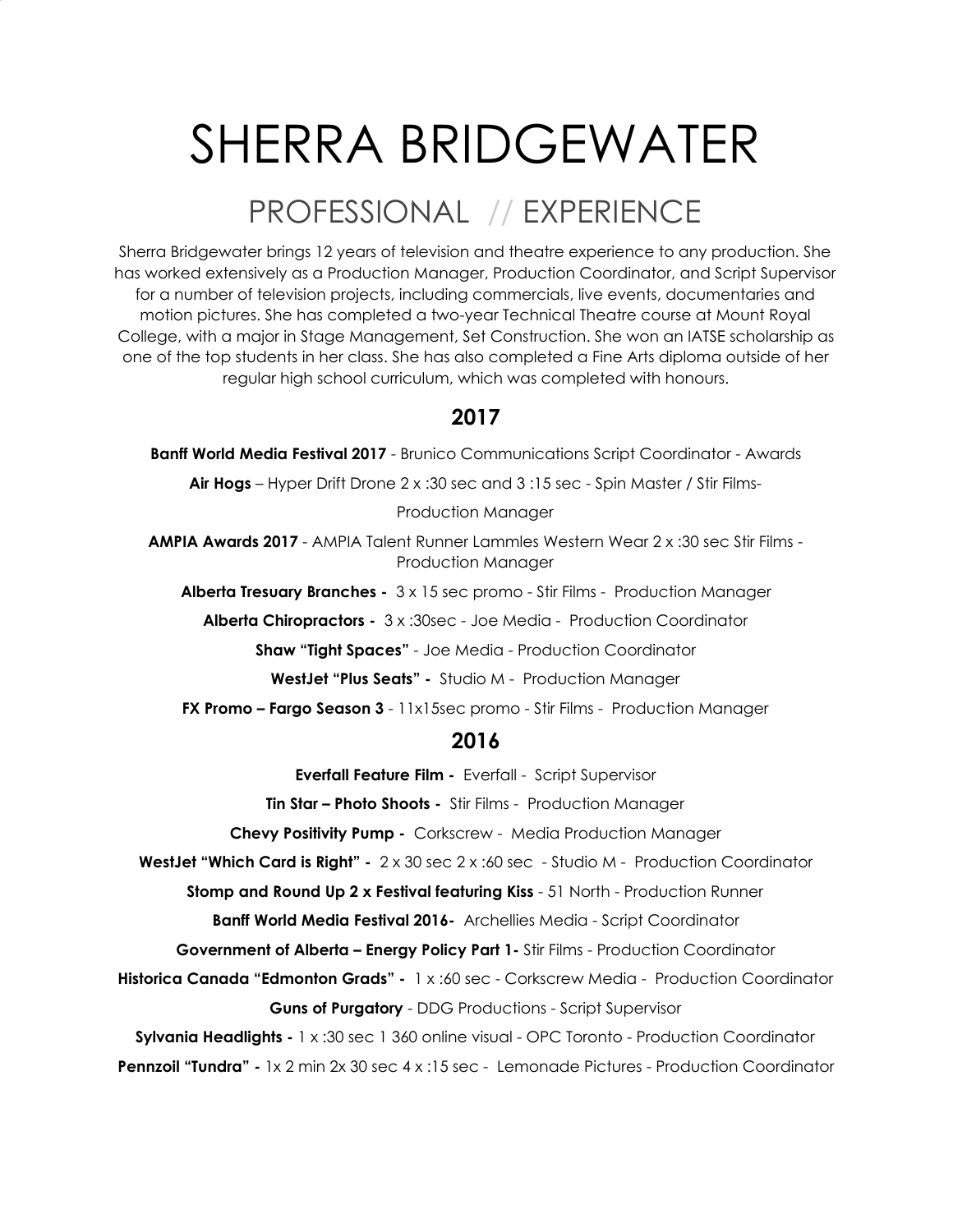# SHERRA BRIDGEWATER

## PROFESSIONAL // EXPERIENCE

Sherra Bridgewater brings 12 years of television and theatre experience to any production. She has worked extensively as a Production Manager, Production Coordinator, and Script Supervisor for a number of television projects, including commercials, live events, documentaries and motion pictures. She has completed a two-year Technical Theatre course at Mount Royal College, with a major in Stage Management, Set Construction. She won an IATSE scholarship as one of the top students in her class. She has also completed a Fine Arts diploma outside of her regular high school curriculum, which was completed with honours.

### 2017

**Banff World Media Festival 2017** - Brunico Communications Script Coordinator - Awards

**Air Hogs** – Hyper Drift Drone 2 x :30 sec and 3 :15 sec - Spin Master / Stir Films-

Production Manager

**AMPIA Awards 2017** - AMPIA Talent Runner Lammles Western Wear 2 x :30 sec Stir Films - Production Manager

**Alberta Tresuary Branches -** 3 x 15 sec promo - Stir Films - Production Manager

**Alberta Chiropractors -** 3 x :30sec - Joe Media - Production Coordinator

**Shaw "Tight Spaces"** - Joe Media - Production Coordinator

**WestJet "Plus Seats" -** Studio M - Production Manager

**FX Promo – Fargo Season 3** - 11x15sec promo - Stir Films - Production Manager

### 2016

**Everfall Feature Film -** Everfall - Script Supervisor

**Tin Star – Photo Shoots -** Stir Films - Production Manager

**Chevy Positivity Pump -** Corkscrew - Media Production Manager

**WestJet "Which Card is Right" -** 2 x 30 sec 2 x :60 sec - Studio M - Production Coordinator

**Stomp and Round Up 2 x Festival featuring Kiss** - 51 North - Production Runner

**Banff World Media Festival 2016-** Archellies Media - Script Coordinator

**Government of Alberta – Energy Policy Part 1-** Stir Films - Production Coordinator

**Historica Canada "Edmonton Grads" -** 1 x :60 sec - Corkscrew Media - Production Coordinator

**Guns of Purgatory** - DDG Productions - Script Supervisor

**Sylvania Headlights -** 1 x :30 sec 1 360 online visual - OPC Toronto - Production Coordinator

**Pennzoil "Tundra" -** 1x 2 min 2x 30 sec 4 x :15 sec - Lemonade Pictures - Production Coordinator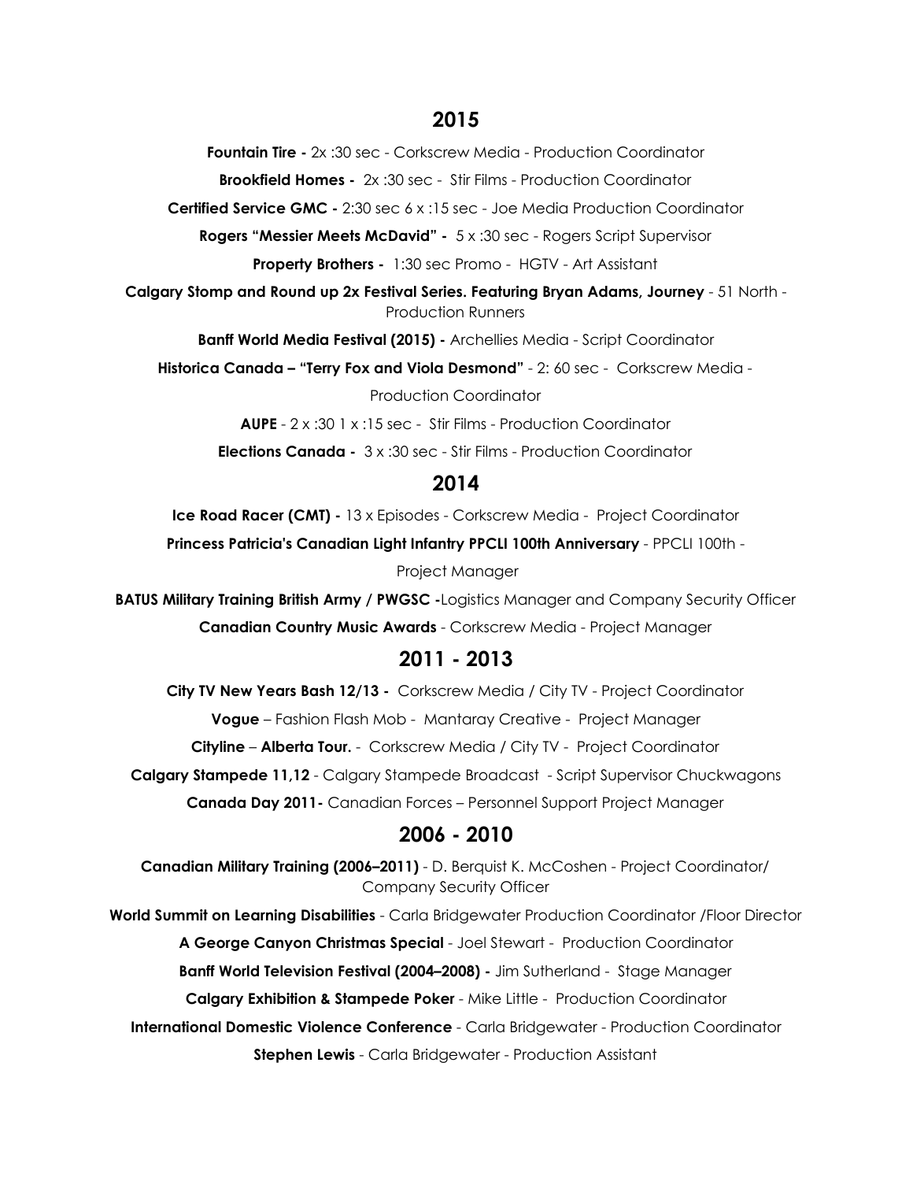## 2015

**Fountain Tire -** 2x :30 sec - Corkscrew Media - Production Coordinator

**Brookfield Homes -** 2x :30 sec - Stir Films - Production Coordinator

**Certified Service GMC -** 2:30 sec 6 x :15 sec - Joe Media Production Coordinator

**Rogers "Messier Meets McDavid" -** 5 x :30 sec - Rogers Script Supervisor

**Property Brothers -** 1:30 sec Promo - HGTV - Art Assistant

**Calgary Stomp and Round up 2x Festival Series. Featuring Bryan Adams, Journey** - 51 North - Production Runners

**Banff World Media Festival (2015) -** Archellies Media - Script Coordinator

**Historica Canada – "Terry Fox and Viola Desmond"** - 2: 60 sec - Corkscrew Media - Production Coordinator

**AUPE** - 2 x :30 1 x :15 sec - Stir Films - Production Coordinator

**Elections Canada -** 3 x :30 sec - Stir Films - Production Coordinator

## 2014

**Ice Road Racer (CMT) -** 13 x Episodes - Corkscrew Media - Project Coordinator

**Princess Patricia's Canadian Light Infantry PPCLI 100th Anniversary** - PPCLI 100th - Project Manager

**BATUS Military Training British Army / PWGSC -**Logistics Manager and Company Security Officer

**Canadian Country Music Awards** - Corkscrew Media - Project Manager

## 2011 - 2013

**City TV New Years Bash 12/13 -** Corkscrew Media / City TV - Project Coordinator

**Vogue** – Fashion Flash Mob - Mantaray Creative - Project Manager

**Cityline** – **Alberta Tour.** - Corkscrew Media / City TV - Project Coordinator

**Calgary Stampede 11,12** - Calgary Stampede Broadcast - Script Supervisor Chuckwagons

**Canada Day 2011-** Canadian Forces – Personnel Support Project Manager

## 2006 - 2010

**Canadian Military Training (2006–2011)** - D. Berquist K. McCoshen - Project Coordinator/ Company Security Officer

**World Summit on Learning Disabilities** - Carla Bridgewater Production Coordinator /Floor Director

**A George Canyon Christmas Special** - Joel Stewart - Production Coordinator

**Banff World Television Festival (2004–2008) -** Jim Sutherland - Stage Manager

**Calgary Exhibition & Stampede Poker** - Mike Little - Production Coordinator

**International Domestic Violence Conference** - Carla Bridgewater - Production Coordinator

**Stephen Lewis** - Carla Bridgewater - Production Assistant